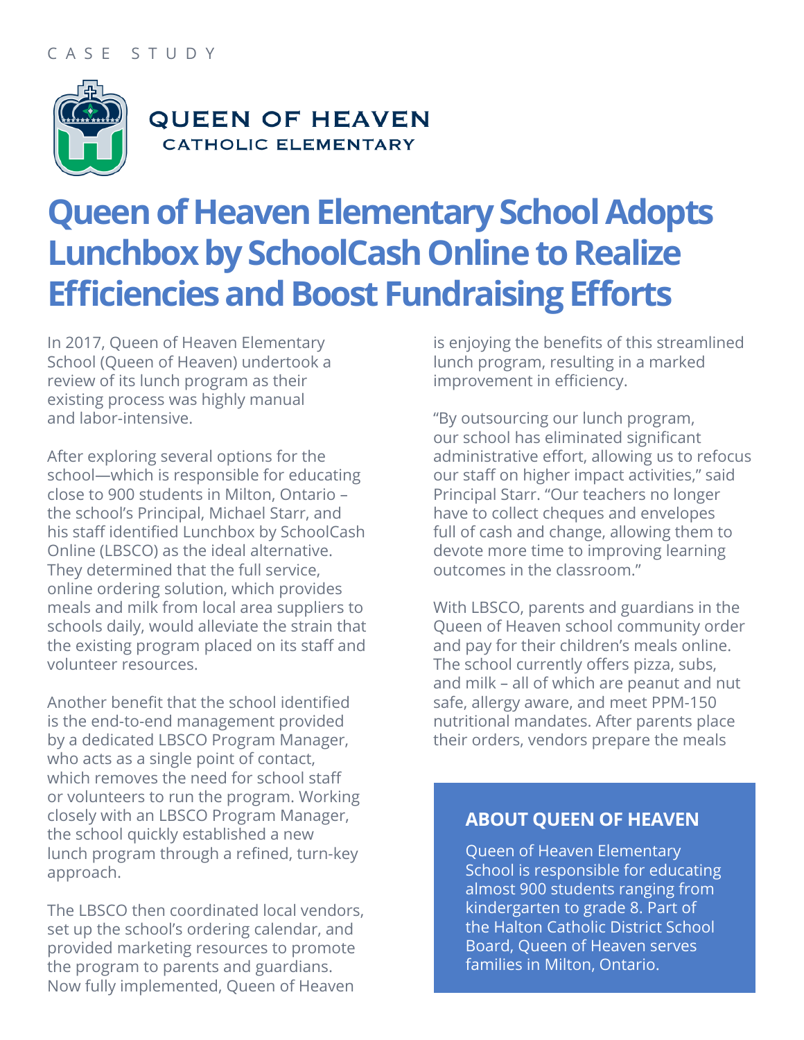CASE STUDY

QUEEN OF HEAVEN
CATHOLIC ELEMENTARY

# Queen of Heaven Elementary School Adopts Lunchbox by SchoolCash Online to Realize Efficiencies and Boost Fundraising Efforts

In 2017, Queen of Heaven Elementary School (Queen of Heaven) undertook a review of its lunch program as their existing process was highly manual and labor-intensive.

After exploring several options for the school—which is responsible for educating close to 900 students in Milton, Ontario – the school's Principal, Michael Starr, and his staff identified Lunchbox by SchoolCash Online (LBSCO) as the ideal alternative. They determined that the full service, online ordering solution, which provides meals and milk from local area suppliers to schools daily, would alleviate the strain that the existing program placed on its staff and volunteer resources.

Another benefit that the school identified is the end-to-end management provided by a dedicated LBSCO Program Manager, who acts as a single point of contact, which removes the need for school staff or volunteers to run the program. Working closely with an LBSCO Program Manager, the school quickly established a new lunch program through a refined, turn-key approach.

The LBSCO then coordinated local vendors, set up the school's ordering calendar, and provided marketing resources to promote the program to parents and guardians. Now fully implemented, Queen of Heaven is enjoying the benefits of this streamlined lunch program, resulting in a marked improvement in efficiency.

"By outsourcing our lunch program, our school has eliminated significant administrative effort, allowing us to refocus our staff on higher impact activities," said Principal Starr. "Our teachers no longer have to collect cheques and envelopes full of cash and change, allowing them to devote more time to improving learning outcomes in the classroom."

With LBSCO, parents and guardians in the Queen of Heaven school community order and pay for their children's meals online. The school currently offers pizza, subs, and milk – all of which are peanut and nut safe, allergy aware, and meet PPM-150 nutritional mandates. After parents place their orders, vendors prepare the meals

## ABOUT QUEEN OF HEAVEN

Queen of Heaven Elementary School is responsible for educating almost 900 students ranging from kindergarten to grade 8. Part of the Halton Catholic District School Board, Queen of Heaven serves families in Milton, Ontario.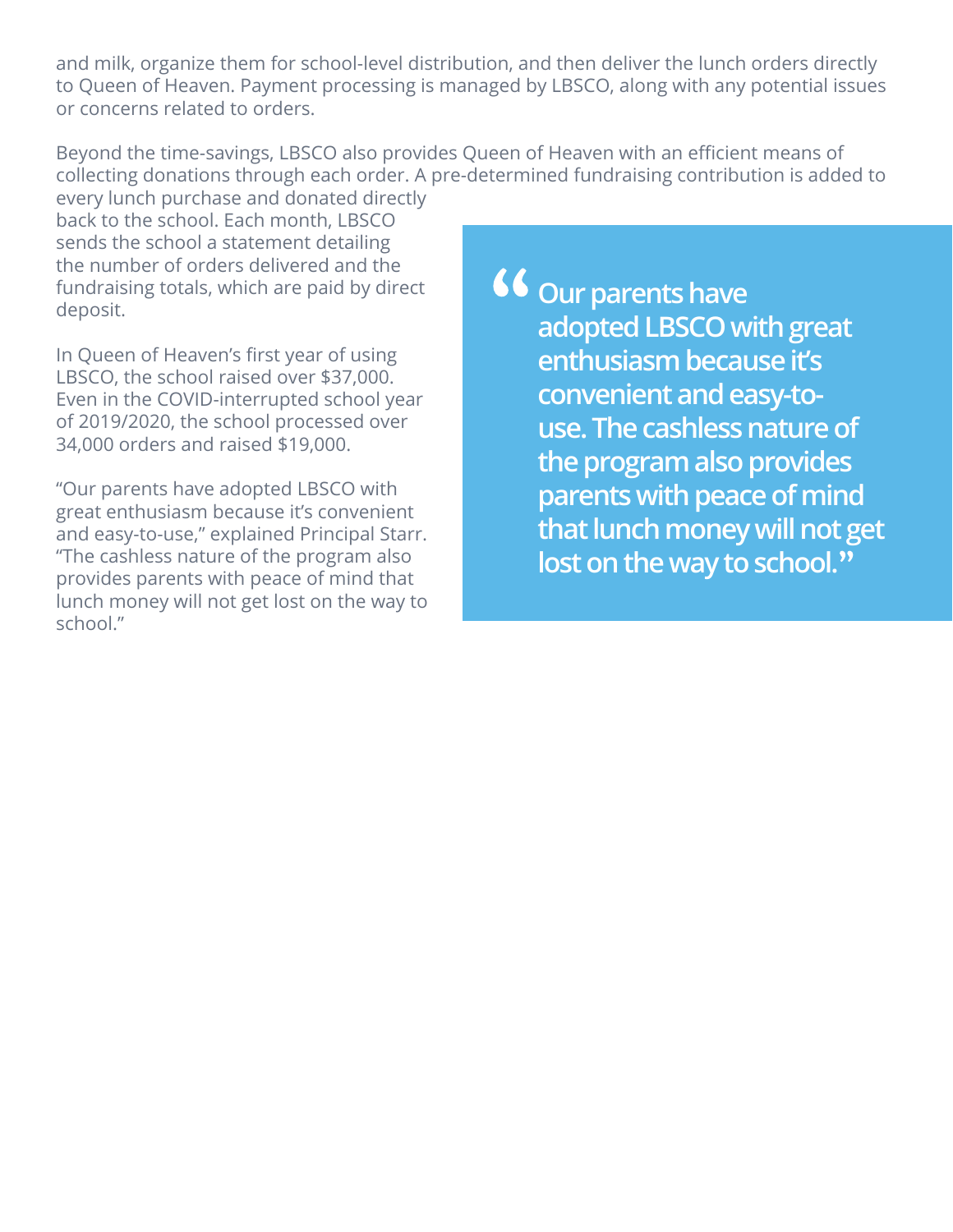and milk, organize them for school-level distribution, and then deliver the lunch orders directly to Queen of Heaven. Payment processing is managed by LBSCO, along with any potential issues or concerns related to orders.

Beyond the time-savings, LBSCO also provides Queen of Heaven with an efficient means of collecting donations through each order. A pre-determined fundraising contribution is added to every lunch purchase and donated directly back to the school. Each month, LBSCO sends the school a statement detailing the number of orders delivered and the fundraising totals, which are paid by direct deposit.

In Queen of Heaven's first year of using LBSCO, the school raised over $37,000. Even in the COVID-interrupted school year of 2019/2020, the school processed over 34,000 orders and raised $19,000.

"Our parents have adopted LBSCO with great enthusiasm because it's convenient and easy-to-use," explained Principal Starr. "The cashless nature of the program also provides parents with peace of mind that lunch money will not get lost on the way to school."

> **"Our parents have adopted LBSCO with great enthusiasm because it's convenient and easy-to-use. The cashless nature of the program also provides parents with peace of mind that lunch money will not get lost on the way to school."**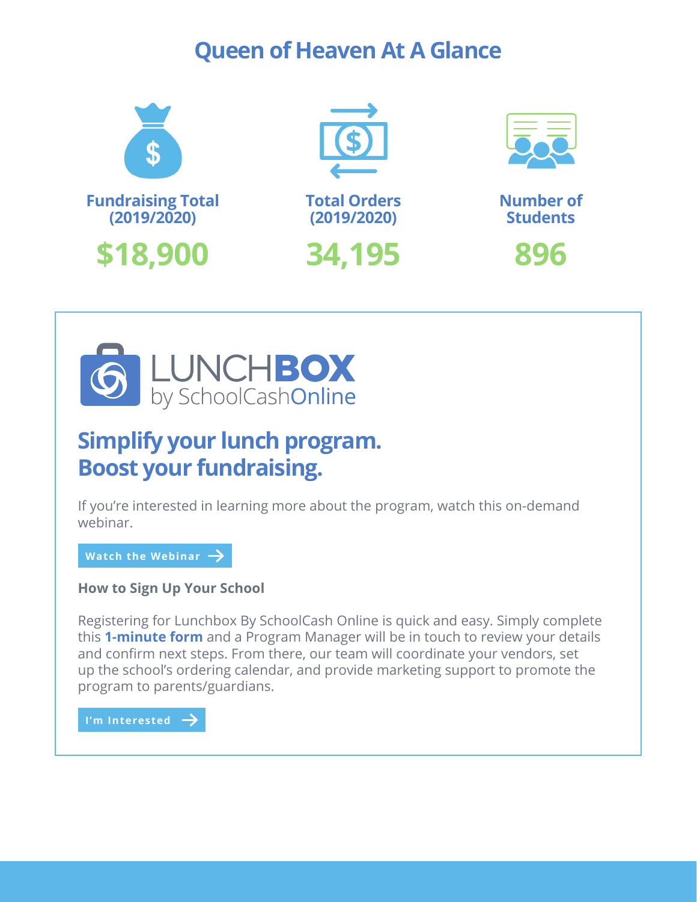# Queen of Heaven At A Glance

| Fundraising Total (2019/2020) | Total Orders (2019/2020) | Number of Students |
| --- | --- | --- |
| $18,900 | 34,195 | 896 |

LUNCHBOX by SchoolCashOnline

## Simplify your lunch program. Boost your fundraising.

If you're interested in learning more about the program, watch this on-demand webinar.

Watch the Webinar →

### How to Sign Up Your School

Registering for Lunchbox By SchoolCash Online is quick and easy. Simply complete this **1-minute form** and a Program Manager will be in touch to review your details and confirm next steps. From there, our team will coordinate your vendors, set up the school's ordering calendar, and provide marketing support to promote the program to parents/guardians.

I'm Interested →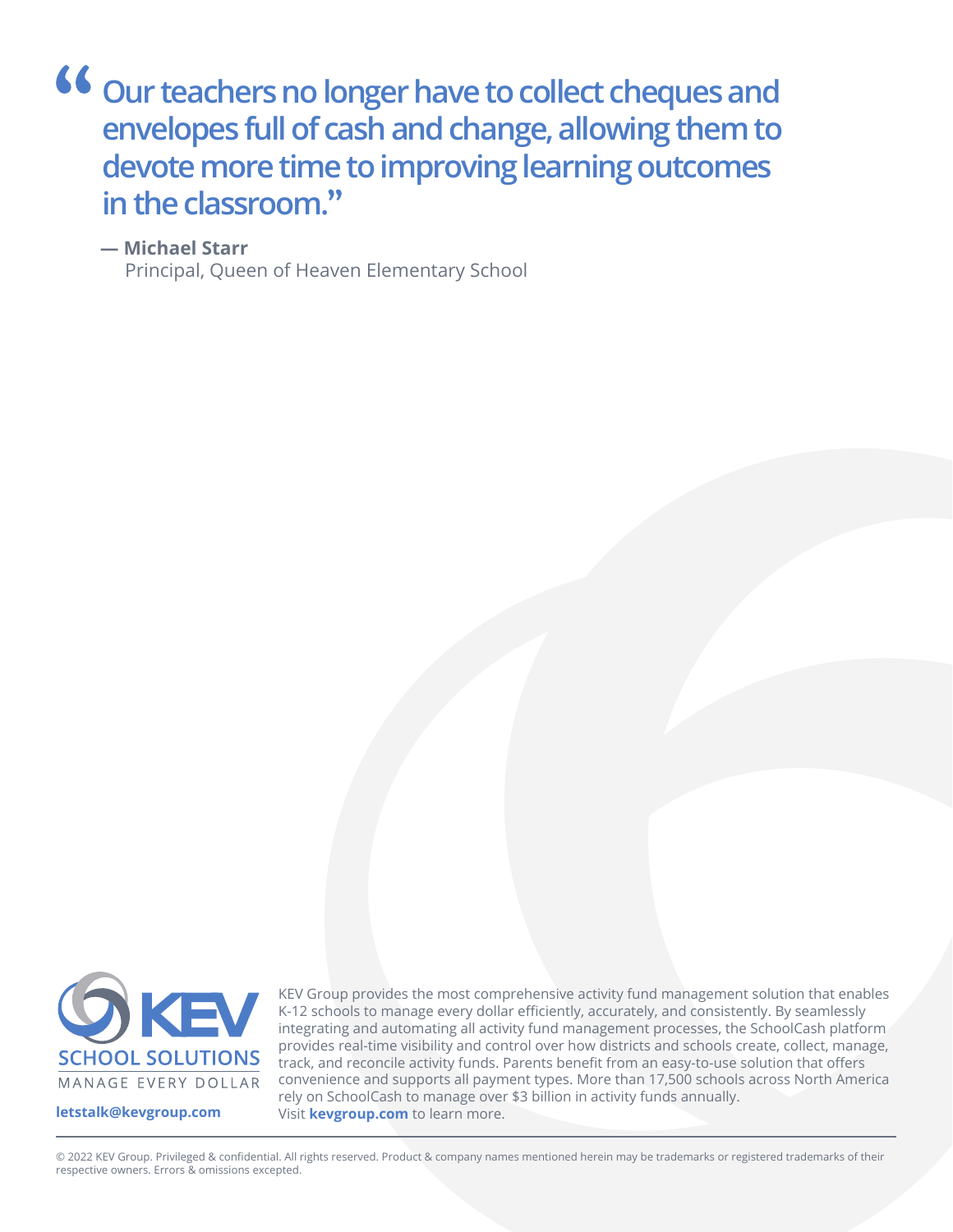> “Our teachers no longer have to collect cheques and envelopes full of cash and change, allowing them to devote more time to improving learning outcomes in the classroom.”

— **Michael Starr**
Principal, Queen of Heaven Elementary School

KEV SCHOOL SOLUTIONS
MANAGE EVERY DOLLAR

**letstalk@kevgroup.com**

KEV Group provides the most comprehensive activity fund management solution that enables K-12 schools to manage every dollar efficiently, accurately, and consistently. By seamlessly integrating and automating all activity fund management processes, the SchoolCash platform provides real-time visibility and control over how districts and schools create, collect, manage, track, and reconcile activity funds. Parents benefit from an easy-to-use solution that offers convenience and supports all payment types. More than 17,500 schools across North America rely on SchoolCash to manage over $3 billion in activity funds annually.
Visit **kevgroup.com** to learn more.

© 2022 KEV Group. Privileged & confidential. All rights reserved. Product & company names mentioned herein may be trademarks or registered trademarks of their respective owners. Errors & omissions excepted.